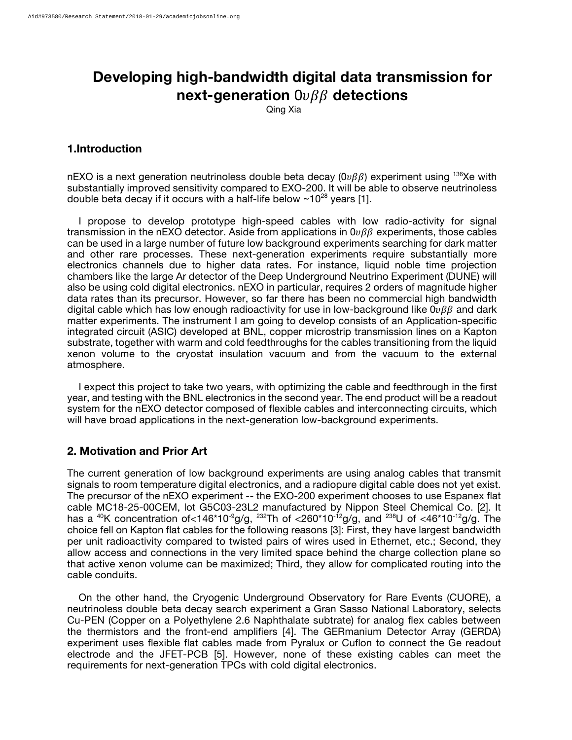# Developing high-bandwidth digital data transmission for next-generation $0\upsilon\beta\beta$ detections

Qing Xia

## 1.Introduction

nEXO is a next generation neutrinoless double beta decay ($0\upsilon\beta\beta$) experiment using $^{136}$Xe with substantially improved sensitivity compared to EXO-200. It will be able to observe neutrinoless double beta decay if it occurs with a half-life below ~$10^{28}$ years [1].

I propose to develop prototype high-speed cables with low radio-activity for signal transmission in the nEXO detector. Aside from applications in $0\upsilon\beta\beta$ experiments, those cables can be used in a large number of future low background experiments searching for dark matter and other rare processes. These next-generation experiments require substantially more electronics channels due to higher data rates. For instance, liquid noble time projection chambers like the large Ar detector of the Deep Underground Neutrino Experiment (DUNE) will also be using cold digital electronics. nEXO in particular, requires 2 orders of magnitude higher data rates than its precursor. However, so far there has been no commercial high bandwidth digital cable which has low enough radioactivity for use in low-background like $0\upsilon\beta\beta$ and dark matter experiments. The instrument I am going to develop consists of an Application-specific integrated circuit (ASIC) developed at BNL, copper microstrip transmission lines on a Kapton substrate, together with warm and cold feedthroughs for the cables transitioning from the liquid xenon volume to the cryostat insulation vacuum and from the vacuum to the external atmosphere.

I expect this project to take two years, with optimizing the cable and feedthrough in the first year, and testing with the BNL electronics in the second year. The end product will be a readout system for the nEXO detector composed of flexible cables and interconnecting circuits, which will have broad applications in the next-generation low-background experiments.

## 2. Motivation and Prior Art

The current generation of low background experiments are using analog cables that transmit signals to room temperature digital electronics, and a radiopure digital cable does not yet exist. The precursor of the nEXO experiment -- the EXO-200 experiment chooses to use Espanex flat cable MC18-25-00CEM, lot G5C03-23L2 manufactured by Nippon Steel Chemical Co. [2]. It has a $^{40}$K concentration of<$146*10^{-9}$g/g, $^{232}$Th of <$260*10^{-12}$g/g, and $^{238}$U of <$46*10^{-12}$g/g. The choice fell on Kapton flat cables for the following reasons [3]: First, they have largest bandwidth per unit radioactivity compared to twisted pairs of wires used in Ethernet, etc.; Second, they allow access and connections in the very limited space behind the charge collection plane so that active xenon volume can be maximized; Third, they allow for complicated routing into the cable conduits.

On the other hand, the Cryogenic Underground Observatory for Rare Events (CUORE), a neutrinoless double beta decay search experiment a Gran Sasso National Laboratory, selects Cu-PEN (Copper on a Polyethylene 2.6 Naphthalate subtrate) for analog flex cables between the thermistors and the front-end amplifiers [4]. The GERmanium Detector Array (GERDA) experiment uses flexible flat cables made from Pyralux or Cuflon to connect the Ge readout electrode and the JFET-PCB [5]. However, none of these existing cables can meet the requirements for next-generation TPCs with cold digital electronics.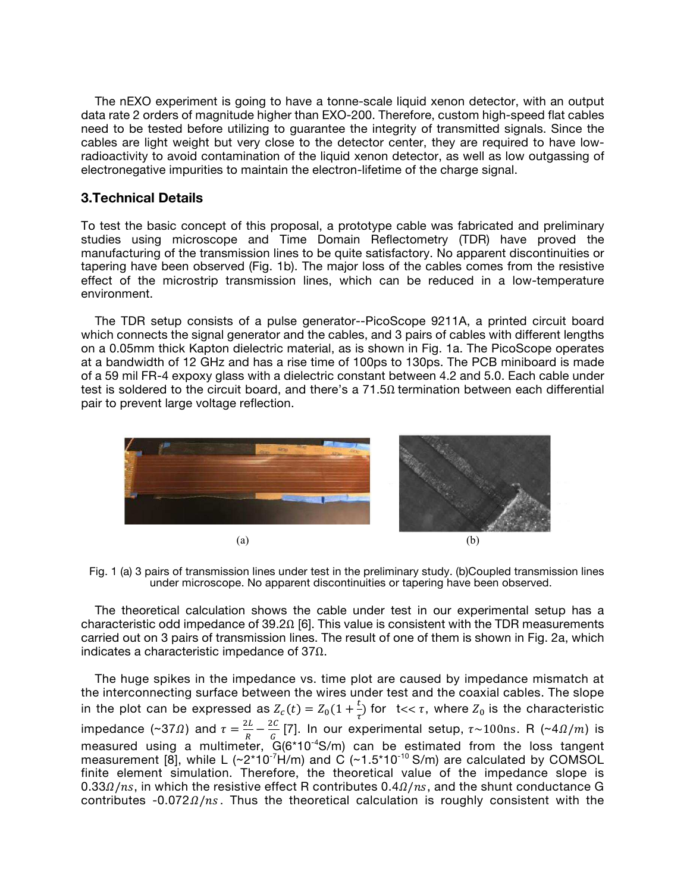The nEXO experiment is going to have a tonne-scale liquid xenon detector, with an output data rate 2 orders of magnitude higher than EXO-200. Therefore, custom high-speed flat cables need to be tested before utilizing to guarantee the integrity of transmitted signals. Since the cables are light weight but very close to the detector center, they are required to have low-radioactivity to avoid contamination of the liquid xenon detector, as well as low outgassing of electronegative impurities to maintain the electron-lifetime of the charge signal.

## 3.Technical Details

To test the basic concept of this proposal, a prototype cable was fabricated and preliminary studies using microscope and Time Domain Reflectometry (TDR) have proved the manufacturing of the transmission lines to be quite satisfactory. No apparent discontinuities or tapering have been observed (Fig. 1b). The major loss of the cables comes from the resistive effect of the microstrip transmission lines, which can be reduced in a low-temperature environment.

The TDR setup consists of a pulse generator--PicoScope 9211A, a printed circuit board which connects the signal generator and the cables, and 3 pairs of cables with different lengths on a 0.05mm thick Kapton dielectric material, as is shown in Fig. 1a. The PicoScope operates at a bandwidth of 12 GHz and has a rise time of 100ps to 130ps. The PCB miniboard is made of a 59 mil FR-4 expoxy glass with a dielectric constant between 4.2 and 5.0. Each cable under test is soldered to the circuit board, and there's a 71.5Ω termination between each differential pair to prevent large voltage reflection.

(a) (b)

Fig. 1 (a) 3 pairs of transmission lines under test in the preliminary study. (b)Coupled transmission lines under microscope. No apparent discontinuities or tapering have been observed.

The theoretical calculation shows the cable under test in our experimental setup has a characteristic odd impedance of 39.2Ω [6]. This value is consistent with the TDR measurements carried out on 3 pairs of transmission lines. The result of one of them is shown in Fig. 2a, which indicates a characteristic impedance of 37Ω.

The huge spikes in the impedance vs. time plot are caused by impedance mismatch at the interconnecting surface between the wires under test and the coaxial cables. The slope in the plot can be expressed as $Z_c(t) = Z_0(1+\frac{t}{\tau})$ for $t \ll \tau$, where $Z_0$ is the characteristic impedance (~$37\Omega$) and $\tau = \frac{2L}{R} - \frac{2C}{G}$ [7]. In our experimental setup, $\tau \sim 100\text{ns}$. R (~$4\Omega/m$) is measured using a multimeter, G($6*10^{-4}$S/m) can be estimated from the loss tangent measurement [8], while L (~$2*10^{-7}$H/m) and C (~$1.5*10^{-10}$ S/m) are calculated by COMSOL finite element simulation. Therefore, the theoretical value of the impedance slope is $0.33\Omega/ns$, in which the resistive effect R contributes $0.4\Omega/ns$, and the shunt conductance G contributes $-0.072\Omega/ns$. Thus the theoretical calculation is roughly consistent with the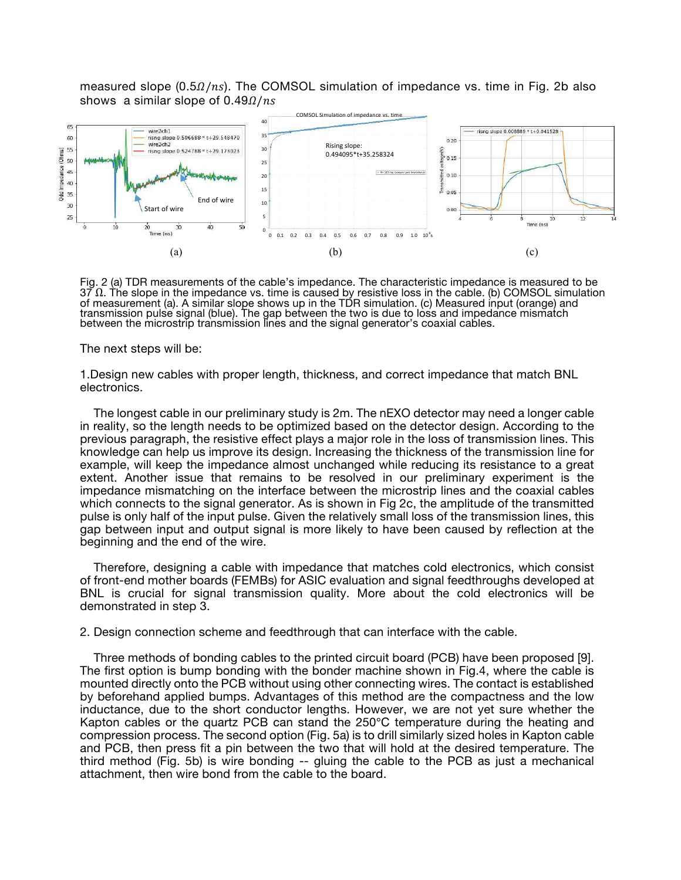measured slope ($0.5\Omega/ns$). The COMSOL simulation of impedance vs. time in Fig. 2b also shows a similar slope of $0.49\Omega/ns$

(a) (b) (c)

Fig. 2 (a) TDR measurements of the cable's impedance. The characteristic impedance is measured to be 37 Ω. The slope in the impedance vs. time is caused by resistive loss in the cable. (b) COMSOL simulation of measurement (a). A similar slope shows up in the TDR simulation. (c) Measured input (orange) and transmission pulse signal (blue). The gap between the two is due to loss and impedance mismatch between the microstrip transmission lines and the signal generator's coaxial cables.

The next steps will be:

1.Design new cables with proper length, thickness, and correct impedance that match BNL electronics.

The longest cable in our preliminary study is 2m. The nEXO detector may need a longer cable in reality, so the length needs to be optimized based on the detector design. According to the previous paragraph, the resistive effect plays a major role in the loss of transmission lines. This knowledge can help us improve its design. Increasing the thickness of the transmission line for example, will keep the impedance almost unchanged while reducing its resistance to a great extent. Another issue that remains to be resolved in our preliminary experiment is the impedance mismatching on the interface between the microstrip lines and the coaxial cables which connects to the signal generator. As is shown in Fig 2c, the amplitude of the transmitted pulse is only half of the input pulse. Given the relatively small loss of the transmission lines, this gap between input and output signal is more likely to have been caused by reflection at the beginning and the end of the wire.

Therefore, designing a cable with impedance that matches cold electronics, which consist of front-end mother boards (FEMBs) for ASIC evaluation and signal feedthroughs developed at BNL is crucial for signal transmission quality. More about the cold electronics will be demonstrated in step 3.

2. Design connection scheme and feedthrough that can interface with the cable.

Three methods of bonding cables to the printed circuit board (PCB) have been proposed [9]. The first option is bump bonding with the bonder machine shown in Fig.4, where the cable is mounted directly onto the PCB without using other connecting wires. The contact is established by beforehand applied bumps. Advantages of this method are the compactness and the low inductance, due to the short conductor lengths. However, we are not yet sure whether the Kapton cables or the quartz PCB can stand the 250°C temperature during the heating and compression process. The second option (Fig. 5a) is to drill similarly sized holes in Kapton cable and PCB, then press fit a pin between the two that will hold at the desired temperature. The third method (Fig. 5b) is wire bonding -- gluing the cable to the PCB as just a mechanical attachment, then wire bond from the cable to the board.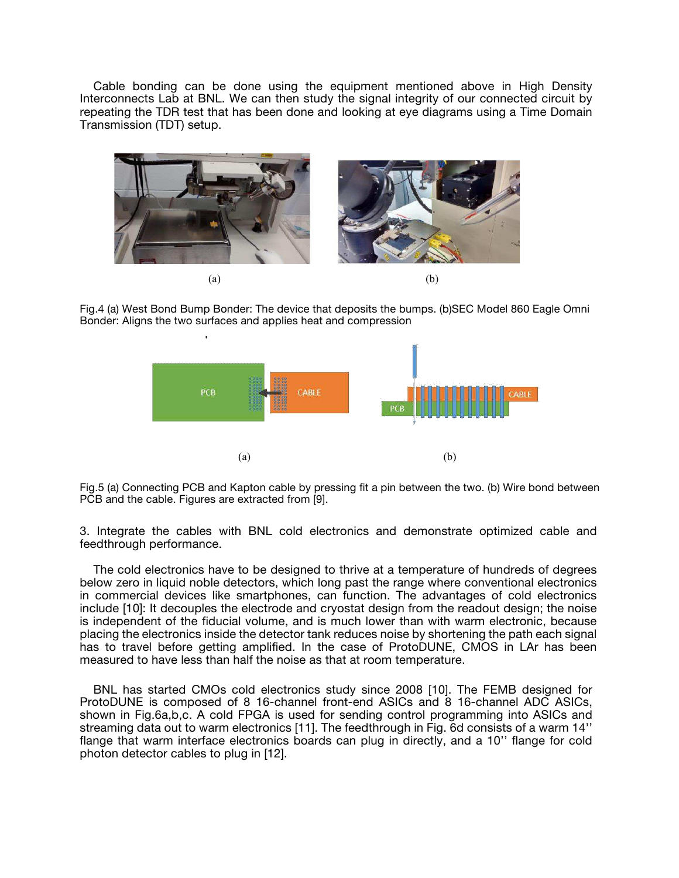Cable bonding can be done using the equipment mentioned above in High Density Interconnects Lab at BNL. We can then study the signal integrity of our connected circuit by repeating the TDR test that has been done and looking at eye diagrams using a Time Domain Transmission (TDT) setup.

(a) (b)

Fig.4 (a) West Bond Bump Bonder: The device that deposits the bumps. (b)SEC Model 860 Eagle Omni Bonder: Aligns the two surfaces and applies heat and compression

(a) (b)

Fig.5 (a) Connecting PCB and Kapton cable by pressing fit a pin between the two. (b) Wire bond between PCB and the cable. Figures are extracted from [9].

3. Integrate the cables with BNL cold electronics and demonstrate optimized cable and feedthrough performance.

The cold electronics have to be designed to thrive at a temperature of hundreds of degrees below zero in liquid noble detectors, which long past the range where conventional electronics in commercial devices like smartphones, can function. The advantages of cold electronics include [10]: It decouples the electrode and cryostat design from the readout design; the noise is independent of the fiducial volume, and is much lower than with warm electronic, because placing the electronics inside the detector tank reduces noise by shortening the path each signal has to travel before getting amplified. In the case of ProtoDUNE, CMOS in LAr has been measured to have less than half the noise as that at room temperature.

BNL has started CMOs cold electronics study since 2008 [10]. The FEMB designed for ProtoDUNE is composed of 8 16-channel front-end ASICs and 8 16-channel ADC ASICs, shown in Fig.6a,b,c. A cold FPGA is used for sending control programming into ASICs and streaming data out to warm electronics [11]. The feedthrough in Fig. 6d consists of a warm 14'' flange that warm interface electronics boards can plug in directly, and a 10'' flange for cold photon detector cables to plug in [12].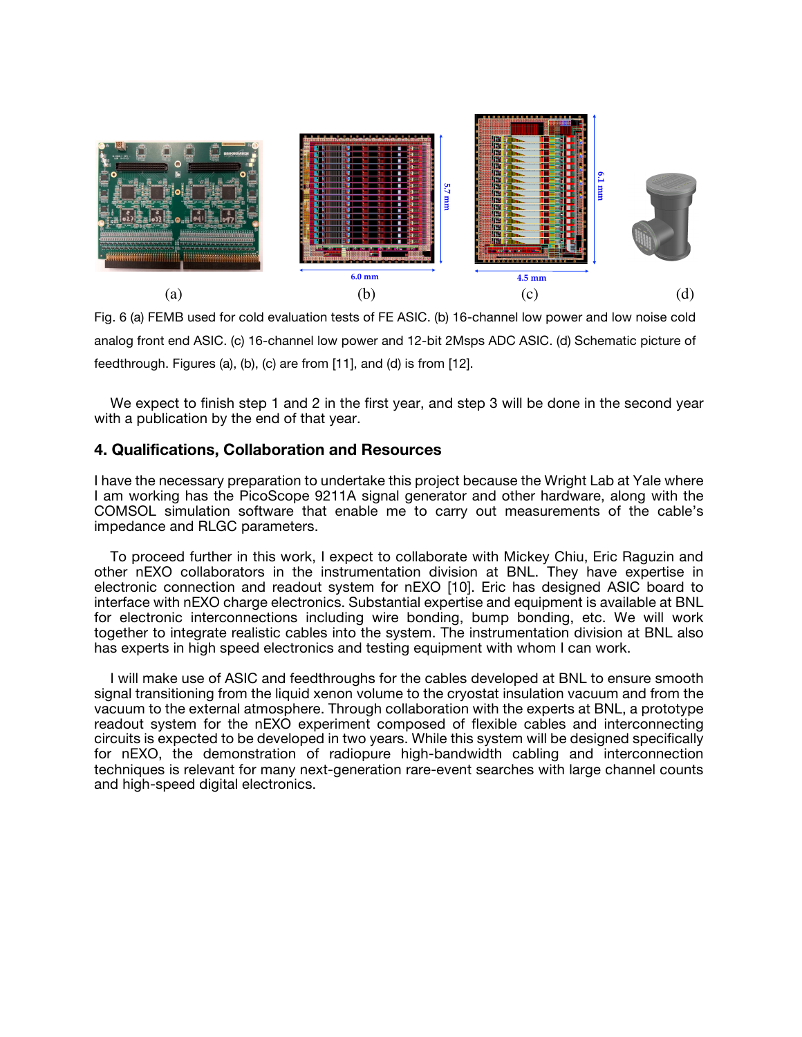Fig. 6 (a) FEMB used for cold evaluation tests of FE ASIC. (b) 16-channel low power and low noise cold analog front end ASIC. (c) 16-channel low power and 12-bit 2Msps ADC ASIC. (d) Schematic picture of feedthrough. Figures (a), (b), (c) are from [11], and (d) is from [12].

We expect to finish step 1 and 2 in the first year, and step 3 will be done in the second year with a publication by the end of that year.

## 4. Qualifications, Collaboration and Resources

I have the necessary preparation to undertake this project because the Wright Lab at Yale where I am working has the PicoScope 9211A signal generator and other hardware, along with the COMSOL simulation software that enable me to carry out measurements of the cable's impedance and RLGC parameters.

To proceed further in this work, I expect to collaborate with Mickey Chiu, Eric Raguzin and other nEXO collaborators in the instrumentation division at BNL. They have expertise in electronic connection and readout system for nEXO [10]. Eric has designed ASIC board to interface with nEXO charge electronics. Substantial expertise and equipment is available at BNL for electronic interconnections including wire bonding, bump bonding, etc. We will work together to integrate realistic cables into the system. The instrumentation division at BNL also has experts in high speed electronics and testing equipment with whom I can work.

I will make use of ASIC and feedthroughs for the cables developed at BNL to ensure smooth signal transitioning from the liquid xenon volume to the cryostat insulation vacuum and from the vacuum to the external atmosphere. Through collaboration with the experts at BNL, a prototype readout system for the nEXO experiment composed of flexible cables and interconnecting circuits is expected to be developed in two years. While this system will be designed specifically for nEXO, the demonstration of radiopure high-bandwidth cabling and interconnection techniques is relevant for many next-generation rare-event searches with large channel counts and high-speed digital electronics.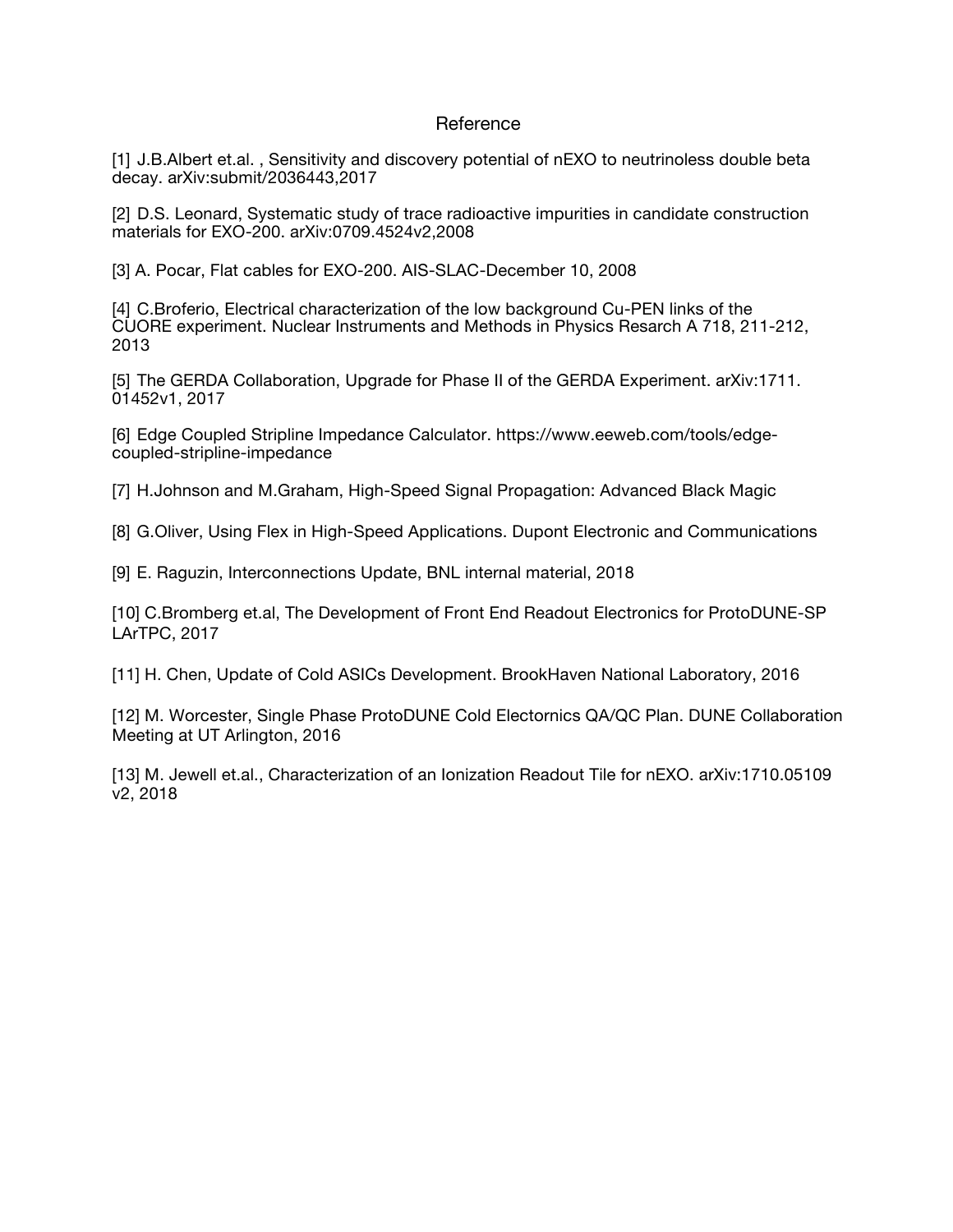# Reference

[1] J.B.Albert et.al. , Sensitivity and discovery potential of nEXO to neutrinoless double beta decay. arXiv:submit/2036443,2017

[2] D.S. Leonard, Systematic study of trace radioactive impurities in candidate construction materials for EXO-200. arXiv:0709.4524v2,2008

[3] A. Pocar, Flat cables for EXO-200. AIS-SLAC-December 10, 2008

[4] C.Broferio, Electrical characterization of the low background Cu-PEN links of the CUORE experiment. Nuclear Instruments and Methods in Physics Resarch A 718, 211-212, 2013

[5] The GERDA Collaboration, Upgrade for Phase II of the GERDA Experiment. arXiv:1711. 01452v1, 2017

[6] Edge Coupled Stripline Impedance Calculator. https://www.eeweb.com/tools/edge-coupled-stripline-impedance

[7] H.Johnson and M.Graham, High-Speed Signal Propagation: Advanced Black Magic

[8] G.Oliver, Using Flex in High-Speed Applications. Dupont Electronic and Communications

[9] E. Raguzin, Interconnections Update, BNL internal material, 2018

[10] C.Bromberg et.al, The Development of Front End Readout Electronics for ProtoDUNE-SP LArTPC, 2017

[11] H. Chen, Update of Cold ASICs Development. BrookHaven National Laboratory, 2016

[12] M. Worcester, Single Phase ProtoDUNE Cold Electornics QA/QC Plan. DUNE Collaboration Meeting at UT Arlington, 2016

[13] M. Jewell et.al., Characterization of an Ionization Readout Tile for nEXO. arXiv:1710.05109 v2, 2018